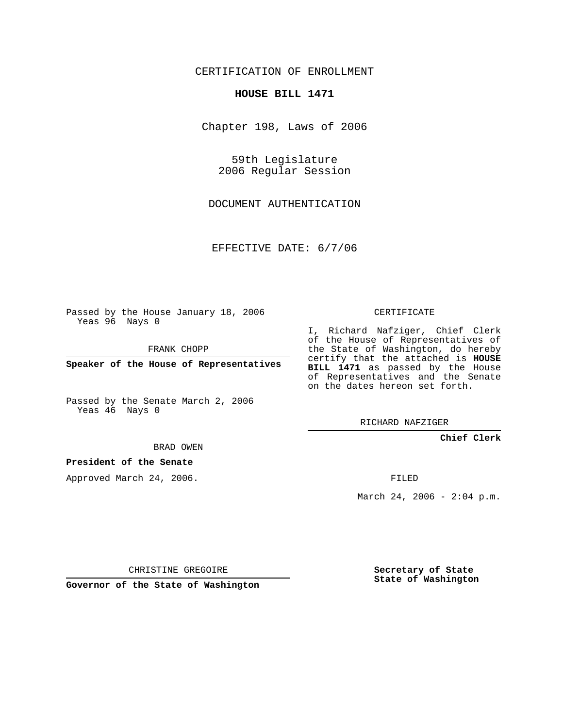CERTIFICATION OF ENROLLMENT

**HOUSE BILL 1471**

Chapter 198, Laws of 2006

59th Legislature
2006 Regular Session

DOCUMENT AUTHENTICATION

EFFECTIVE DATE: 6/7/06

Passed by the House January 18, 2006
Yeas 96 Nays 0

FRANK CHOPP

**Speaker of the House of Representatives**

Passed by the Senate March 2, 2006
Yeas 46 Nays 0

BRAD OWEN

**President of the Senate**

Approved March 24, 2006.

CHRISTINE GREGOIRE

**Governor of the State of Washington**

CERTIFICATE

I, Richard Nafziger, Chief Clerk of the House of Representatives of the State of Washington, do hereby certify that the attached is **HOUSE BILL 1471** as passed by the House of Representatives and the Senate on the dates hereon set forth.

RICHARD NAFZIGER

**Chief Clerk**

FILED

March 24, 2006 - 2:04 p.m.

**Secretary of State**
**State of Washington**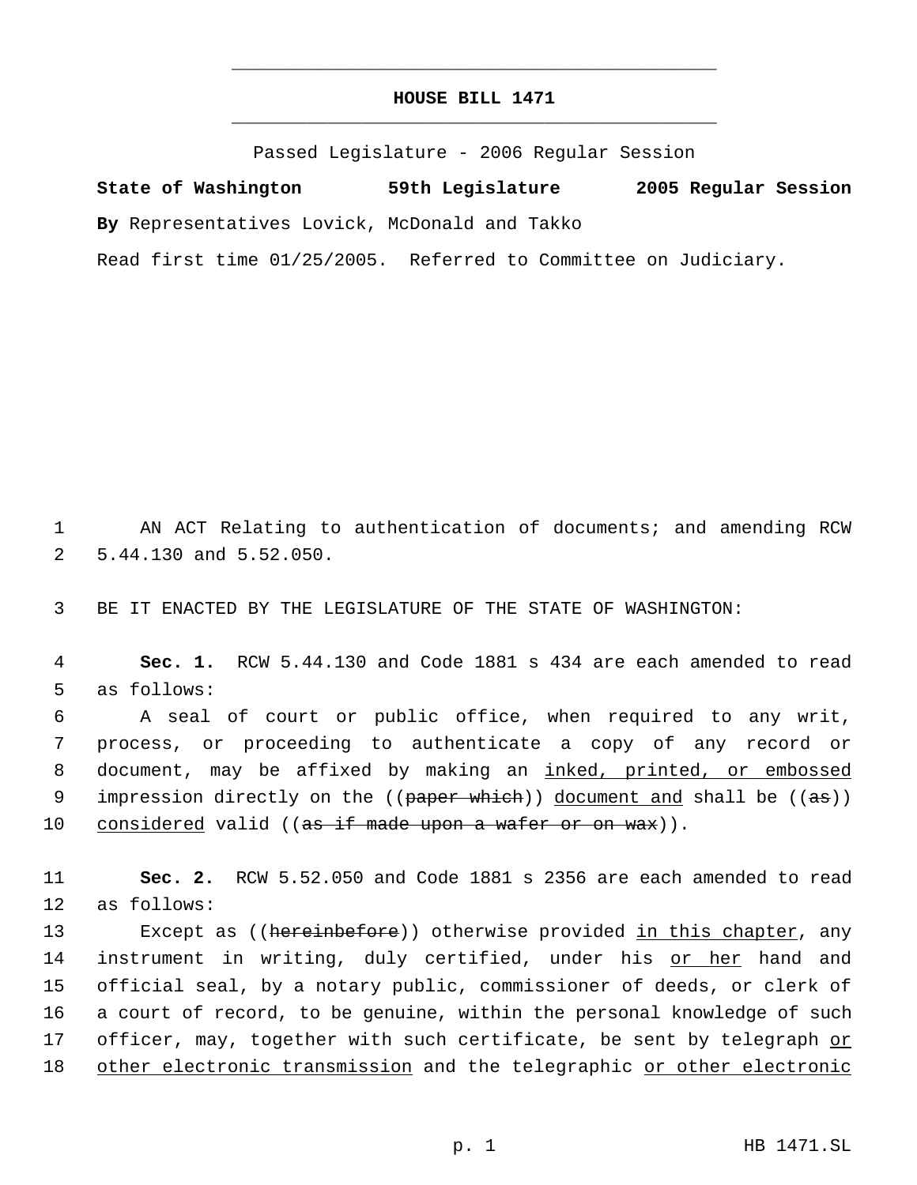# HOUSE BILL 1471

Passed Legislature - 2006 Regular Session

**State of Washington** **59th Legislature** **2005 Regular Session**

**By** Representatives Lovick, McDonald and Takko

Read first time 01/25/2005. Referred to Committee on Judiciary.

1 AN ACT Relating to authentication of documents; and amending RCW
2 5.44.130 and 5.52.050.

3 BE IT ENACTED BY THE LEGISLATURE OF THE STATE OF WASHINGTON:

4 **Sec. 1.** RCW 5.44.130 and Code 1881 s 434 are each amended to read
5 as follows:

6 A seal of court or public office, when required to any writ,
7 process, or proceeding to authenticate a copy of any record or
8 document, may be affixed by making an <u>inked, printed, or embossed</u>
9 impression directly on the ((~~paper which~~)) <u>document and</u> shall be ((~~as~~))
10 <u>considered</u> valid ((~~as if made upon a wafer or on wax~~)).

11 **Sec. 2.** RCW 5.52.050 and Code 1881 s 2356 are each amended to read
12 as follows:

13 Except as ((~~hereinbefore~~)) otherwise provided <u>in this chapter</u>, any
14 instrument in writing, duly certified, under his <u>or her</u> hand and
15 official seal, by a notary public, commissioner of deeds, or clerk of
16 a court of record, to be genuine, within the personal knowledge of such
17 officer, may, together with such certificate, be sent by telegraph <u>or</u>
18 <u>other electronic transmission</u> and the telegraphic <u>or other electronic</u>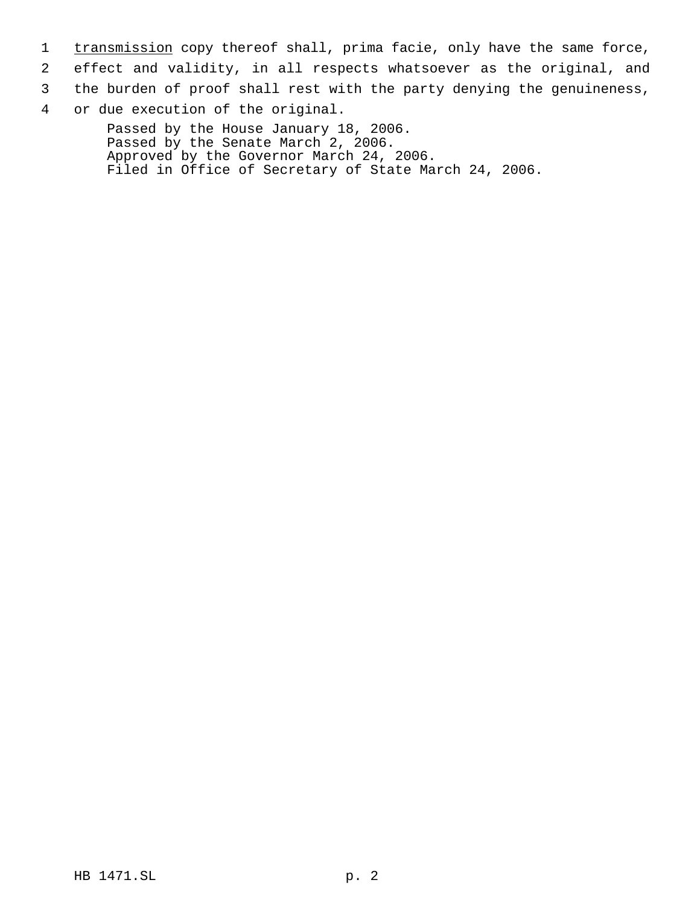<u>transmission</u> copy thereof shall, prima facie, only have the same force, effect and validity, in all respects whatsoever as the original, and the burden of proof shall rest with the party denying the genuineness, or due execution of the original.

Passed by the House January 18, 2006.
Passed by the Senate March 2, 2006.
Approved by the Governor March 24, 2006.
Filed in Office of Secretary of State March 24, 2006.